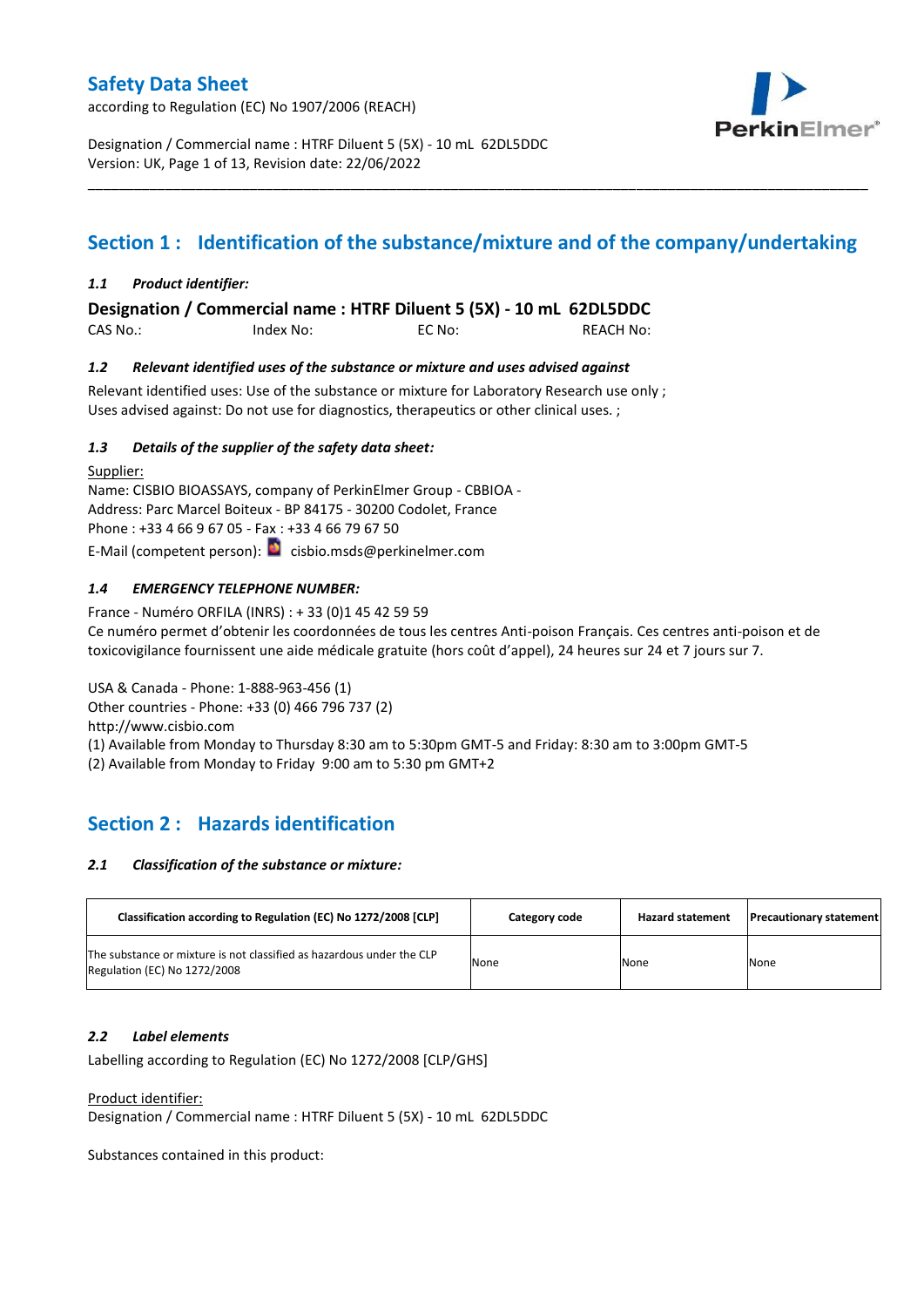# Safety Data Sheet

according to Regulation (EC) No 1907/2006 (REACH)

Designation / Commercial name : HTRF Diluent 5 (5X) - 10 mL 62DL5DDC
Version: UK, Page 1 of 13, Revision date: 22/06/2022

## Section 1 : Identification of the substance/mixture and of the company/undertaking

### *1.1 Product identifier:*

**Designation / Commercial name : HTRF Diluent 5 (5X) - 10 mL 62DL5DDC**

CAS No.: Index No: EC No: REACH No:

### *1.2 Relevant identified uses of the substance or mixture and uses advised against*

Relevant identified uses: Use of the substance or mixture for Laboratory Research use only ;
Uses advised against: Do not use for diagnostics, therapeutics or other clinical uses. ;

### *1.3 Details of the supplier of the safety data sheet:*

Supplier:
Name: CISBIO BIOASSAYS, company of PerkinElmer Group - CBBIOA -
Address: Parc Marcel Boiteux - BP 84175 - 30200 Codolet, France
Phone : +33 4 66 9 67 05 - Fax : +33 4 66 79 67 50
E-Mail (competent person): cisbio.msds@perkinelmer.com

### *1.4 EMERGENCY TELEPHONE NUMBER:*

France - Numéro ORFILA (INRS) : + 33 (0)1 45 42 59 59
Ce numéro permet d'obtenir les coordonnées de tous les centres Anti-poison Français. Ces centres anti-poison et de toxicovigilance fournissent une aide médicale gratuite (hors coût d'appel), 24 heures sur 24 et 7 jours sur 7.

USA & Canada - Phone: 1-888-963-456 (1)
Other countries - Phone: +33 (0) 466 796 737 (2)
http://www.cisbio.com
(1) Available from Monday to Thursday 8:30 am to 5:30pm GMT-5 and Friday: 8:30 am to 3:00pm GMT-5
(2) Available from Monday to Friday 9:00 am to 5:30 pm GMT+2

## Section 2 : Hazards identification

### *2.1 Classification of the substance or mixture:*

| Classification according to Regulation (EC) No 1272/2008 [CLP] | Category code | Hazard statement | Precautionary statement |
|---|---|---|---|
| The substance or mixture is not classified as hazardous under the CLP Regulation (EC) No 1272/2008 | None | None | None |

### *2.2 Label elements*

Labelling according to Regulation (EC) No 1272/2008 [CLP/GHS]

Product identifier:
Designation / Commercial name : HTRF Diluent 5 (5X) - 10 mL 62DL5DDC

Substances contained in this product: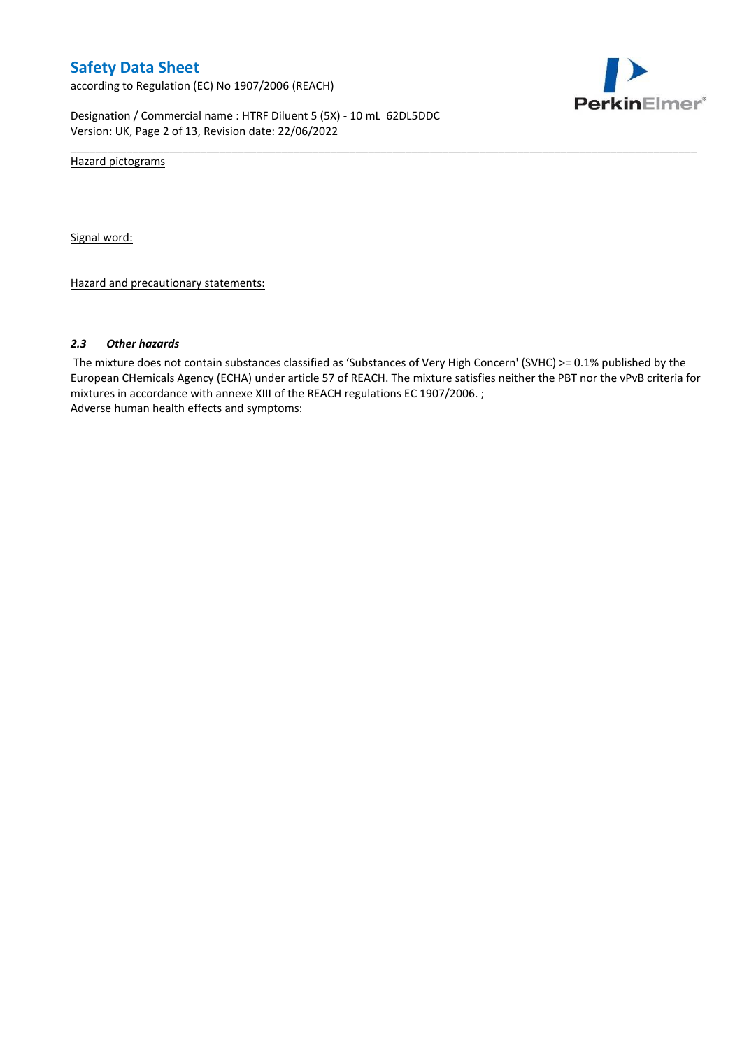Hazard pictograms

Signal word:

Hazard and precautionary statements:

### 2.3 *Other hazards*

The mixture does not contain substances classified as 'Substances of Very High Concern' (SVHC) >= 0.1% published by the European CHemicals Agency (ECHA) under article 57 of REACH. The mixture satisfies neither the PBT nor the vPvB criteria for mixtures in accordance with annexe XIII of the REACH regulations EC 1907/2006. ;
Adverse human health effects and symptoms: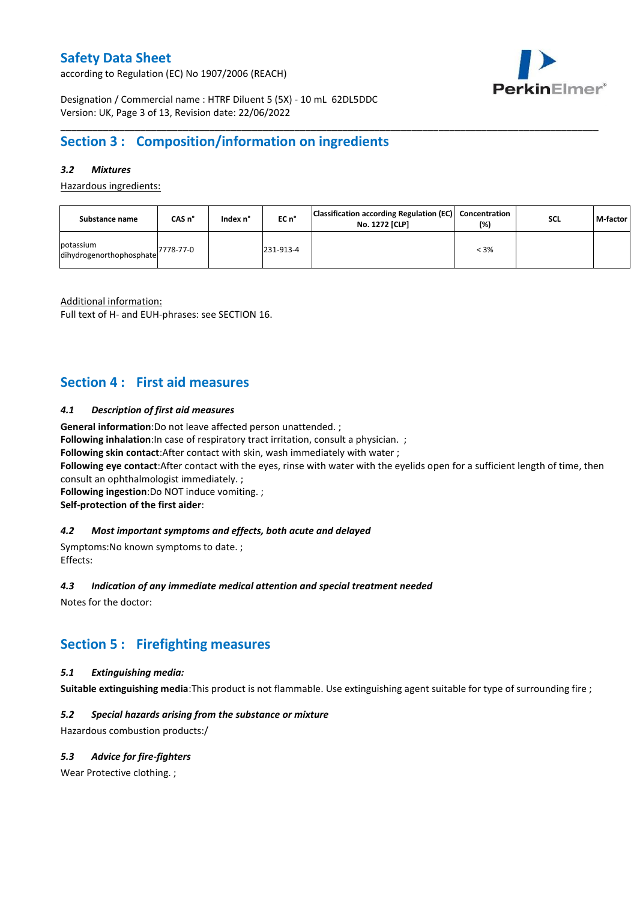## Section 3 : Composition/information on ingredients

### *3.2 Mixtures*

Hazardous ingredients:

| Substance name | CAS n° | Index n° | EC n° | Classification according Regulation (EC) No. 1272 [CLP] | Concentration (%) | SCL | M-factor |
|---|---|---|---|---|---|---|---|
| potassium dihydrogenorthophosphate | 7778-77-0 | | 231-913-4 | | < 3% | | |

Additional information:
Full text of H- and EUH-phrases: see SECTION 16.

## Section 4 : First aid measures

### *4.1 Description of first aid measures*

**General information**:Do not leave affected person unattended. ;
**Following inhalation**:In case of respiratory tract irritation, consult a physician. ;
**Following skin contact**:After contact with skin, wash immediately with water ;
**Following eye contact**:After contact with the eyes, rinse with water with the eyelids open for a sufficient length of time, then consult an ophthalmologist immediately. ;
**Following ingestion**:Do NOT induce vomiting. ;
**Self-protection of the first aider**:

### *4.2 Most important symptoms and effects, both acute and delayed*

Symptoms:No known symptoms to date. ;
Effects:

### *4.3 Indication of any immediate medical attention and special treatment needed*

Notes for the doctor:

## Section 5 : Firefighting measures

### *5.1 Extinguishing media:*

**Suitable extinguishing media**:This product is not flammable. Use extinguishing agent suitable for type of surrounding fire ;

### *5.2 Special hazards arising from the substance or mixture*

Hazardous combustion products:/

### *5.3 Advice for fire-fighters*

Wear Protective clothing. ;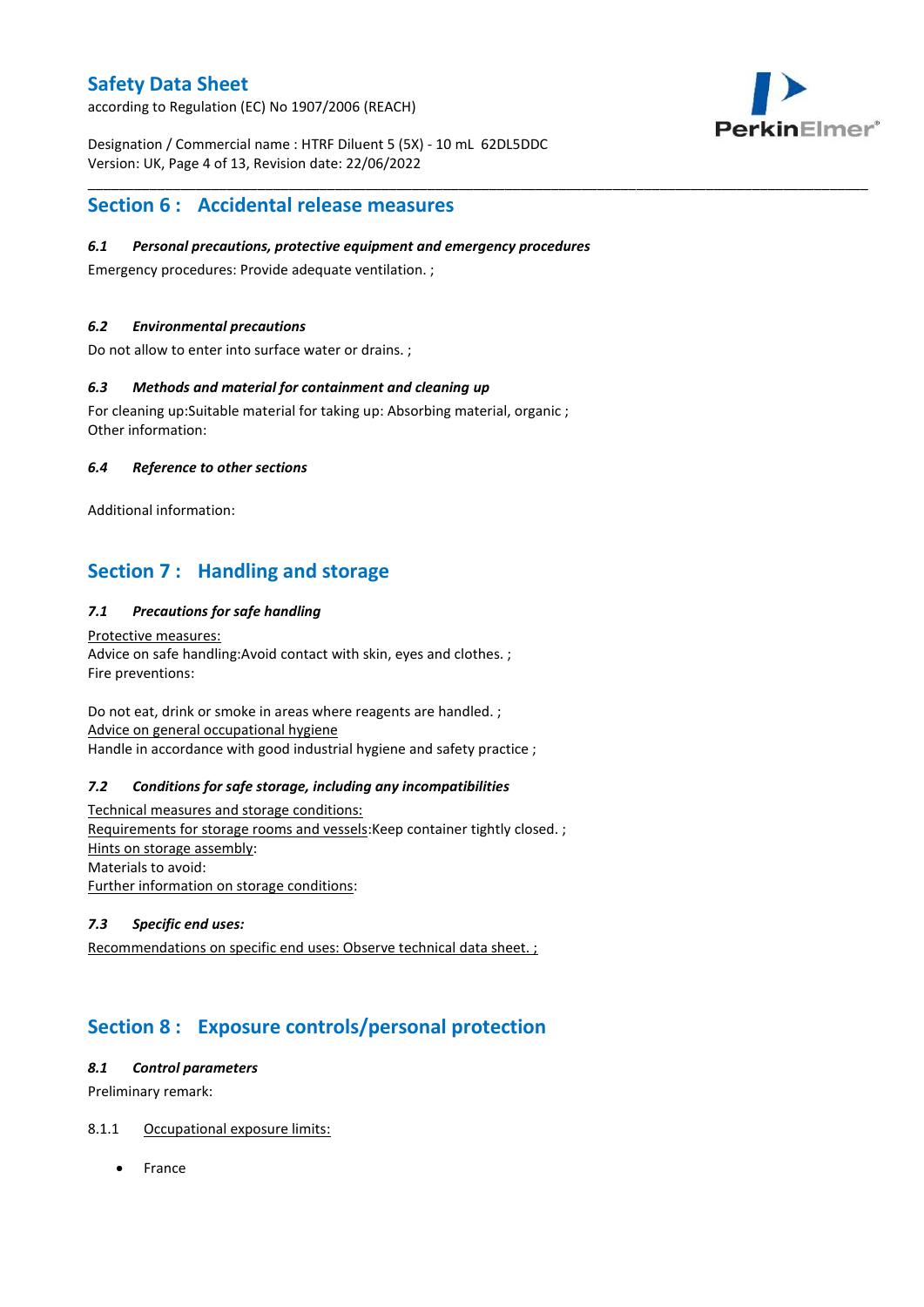## Section 6 : Accidental release measures

### *6.1 Personal precautions, protective equipment and emergency procedures*

Emergency procedures: Provide adequate ventilation. ;

### *6.2 Environmental precautions*

Do not allow to enter into surface water or drains. ;

### *6.3 Methods and material for containment and cleaning up*

For cleaning up:Suitable material for taking up: Absorbing material, organic ;
Other information:

### *6.4 Reference to other sections*

Additional information:

## Section 7 : Handling and storage

### *7.1 Precautions for safe handling*

Protective measures:
Advice on safe handling:Avoid contact with skin, eyes and clothes. ;
Fire preventions:

Do not eat, drink or smoke in areas where reagents are handled. ;
Advice on general occupational hygiene
Handle in accordance with good industrial hygiene and safety practice ;

### *7.2 Conditions for safe storage, including any incompatibilities*

Technical measures and storage conditions:
Requirements for storage rooms and vessels:Keep container tightly closed. ;
Hints on storage assembly:
Materials to avoid:
Further information on storage conditions:

### *7.3 Specific end uses:*

Recommendations on specific end uses: Observe technical data sheet. ;

## Section 8 : Exposure controls/personal protection

### *8.1 Control parameters*

Preliminary remark:

8.1.1 Occupational exposure limits:

- France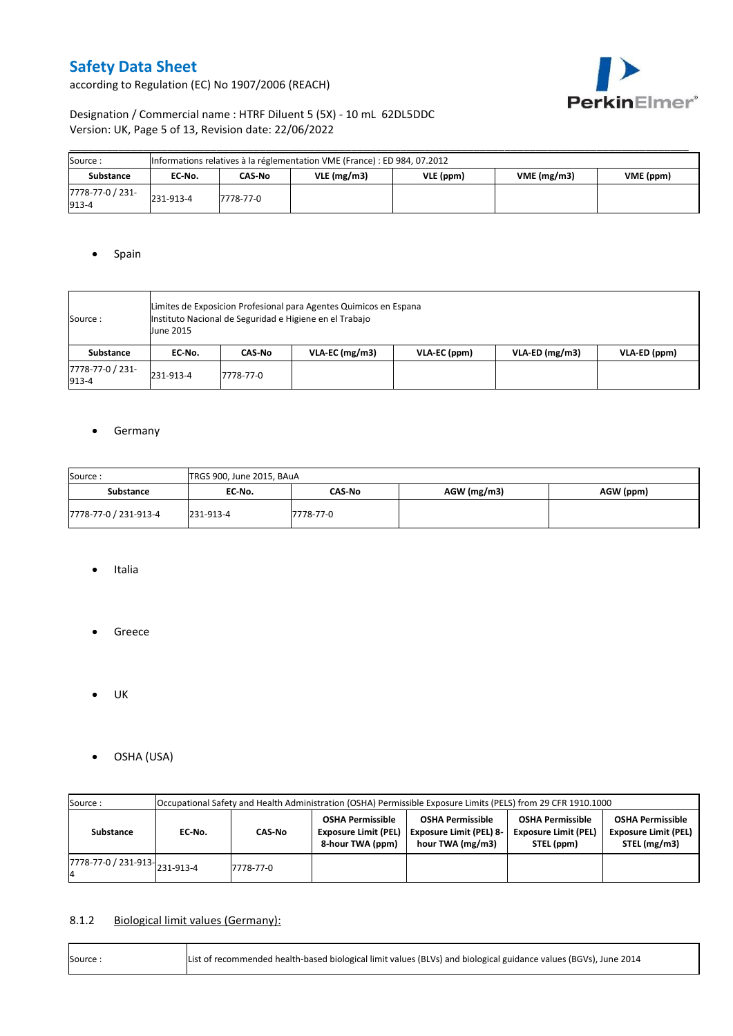| Source : | Informations relatives à la réglementation VME (France) : ED 984, 07.2012 | | | | | |
|---|---|---|---|---|---|---|
| **Substance** | **EC-No.** | **CAS-No** | **VLE (mg/m3)** | **VLE (ppm)** | **VME (mg/m3)** | **VME (ppm)** |
| 7778-77-0 / 231-913-4 | 231-913-4 | 7778-77-0 | | | | |

- Spain

| Source : | Limites de Exposicion Profesional para Agentes Quimicos en Espana<br>Instituto Nacional de Seguridad e Higiene en el Trabajo<br>June 2015 | | | | | |
|---|---|---|---|---|---|---|
| **Substance** | **EC-No.** | **CAS-No** | **VLA-EC (mg/m3)** | **VLA-EC (ppm)** | **VLA-ED (mg/m3)** | **VLA-ED (ppm)** |
| 7778-77-0 / 231-913-4 | 231-913-4 | 7778-77-0 | | | | |

- Germany

| Source : | TRGS 900, June 2015, BAuA | | | |
|---|---|---|---|---|
| **Substance** | **EC-No.** | **CAS-No** | **AGW (mg/m3)** | **AGW (ppm)** |
| 7778-77-0 / 231-913-4 | 231-913-4 | 7778-77-0 | | |

- Italia

- Greece

- UK

- OSHA (USA)

| Source : | Occupational Safety and Health Administration (OSHA) Permissible Exposure Limits (PELS) from 29 CFR 1910.1000 | | | | | |
|---|---|---|---|---|---|---|
| **Substance** | **EC-No.** | **CAS-No** | **OSHA Permissible Exposure Limit (PEL) 8-hour TWA (ppm)** | **OSHA Permissible Exposure Limit (PEL) 8-hour TWA (mg/m3)** | **OSHA Permissible Exposure Limit (PEL) STEL (ppm)** | **OSHA Permissible Exposure Limit (PEL) STEL (mg/m3)** |
| 7778-77-0 / 231-913-4 | 231-913-4 | 7778-77-0 | | | | |

### 8.1.2 Biological limit values (Germany):

| Source : | List of recommended health-based biological limit values (BLVs) and biological guidance values (BGVs), June 2014 |
|---|---|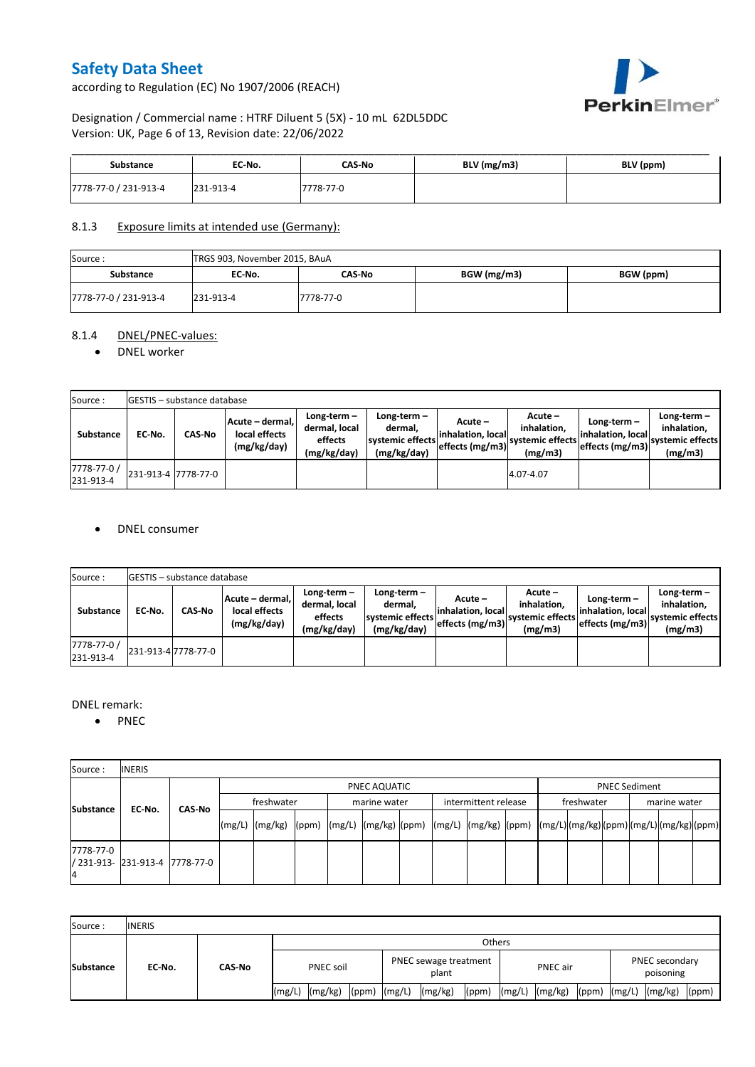# Safety Data Sheet

according to Regulation (EC) No 1907/2006 (REACH)

Designation / Commercial name : HTRF Diluent 5 (5X) - 10 mL 62DL5DDC
Version: UK, Page 6 of 13, Revision date: 22/06/2022

| Substance | EC-No. | CAS-No | BLV (mg/m3) | BLV (ppm) |
|---|---|---|---|---|
| 7778-77-0 / 231-913-4 | 231-913-4 | 7778-77-0 | | |

### 8.1.3 Exposure limits at intended use (Germany):

| Source : | TRGS 903, November 2015, BAuA | | | |
|---|---|---|---|---|
| **Substance** | **EC-No.** | **CAS-No** | **BGW (mg/m3)** | **BGW (ppm)** |
| 7778-77-0 / 231-913-4 | 231-913-4 | 7778-77-0 | | |

### 8.1.4 DNEL/PNEC-values:

- DNEL worker

| Source : | GESTIS – substance database | | | | | | | | | |
|---|---|---|---|---|---|---|---|---|---|---|
| **Substance** | **EC-No.** | **CAS-No** | **Acute – dermal, local effects (mg/kg/day)** | **Long-term – dermal, local effects (mg/kg/day)** | **Long-term – dermal, systemic effects (mg/kg/day)** | **Acute – inhalation, local effects (mg/m3)** | **Acute – inhalation, systemic effects (mg/m3)** | **Long-term – inhalation, local effects (mg/m3)** | **Long-term – inhalation, systemic effects (mg/m3)** |
| 7778-77-0 / 231-913-4 | 231-913-4 | 7778-77-0 | | | | | 4.07-4.07 | | |

- DNEL consumer

| Source : | GESTIS – substance database | | | | | | | | | |
|---|---|---|---|---|---|---|---|---|---|---|
| **Substance** | **EC-No.** | **CAS-No** | **Acute – dermal, local effects (mg/kg/day)** | **Long-term – dermal, local effects (mg/kg/day)** | **Long-term – dermal, systemic effects (mg/kg/day)** | **Acute – inhalation, local effects (mg/m3)** | **Acute – inhalation, systemic effects (mg/m3)** | **Long-term – inhalation, local effects (mg/m3)** | **Long-term – inhalation, systemic effects (mg/m3)** |
| 7778-77-0 / 231-913-4 | 231-913-4 | 7778-77-0 | | | | | | | |

DNEL remark:

- PNEC

| Source : | INERIS | | | | | | | | | | | | | | | | | | | | |
|---|---|---|---|---|---|---|---|---|---|---|---|---|---|---|---|---|---|---|---|---|
| **Substance** | **EC-No.** | **CAS-No** | PNEC AQUATIC | | | | | | | | | PNEC Sediment | | | | | |
| | | | freshwater | | | marine water | | | intermittent release | | | freshwater | | | marine water | | |
| | | | (mg/L) | (mg/kg) | (ppm) | (mg/L) | (mg/kg) | (ppm) | (mg/L) | (mg/kg) | (ppm) | (mg/L) | (mg/kg) | (ppm) | (mg/L) | (mg/kg) | (ppm) |
| 7778-77-0 / 231-913-4 | 231-913-4 | 7778-77-0 | | | | | | | | | | | | | | | |

| Source : | INERIS | | | | | | | | | | | | | | |
|---|---|---|---|---|---|---|---|---|---|---|---|---|---|---|---|
| **Substance** | **EC-No.** | **CAS-No** | Others | | | | | | | | | | | | |
| | | | PNEC soil | | | PNEC sewage treatment plant | | | PNEC air | | | PNEC secondary poisoning | | |
| | | | (mg/L) | (mg/kg) | (ppm) | (mg/L) | (mg/kg) | (ppm) | (mg/L) | (mg/kg) | (ppm) | (mg/L) | (mg/kg) | (ppm) |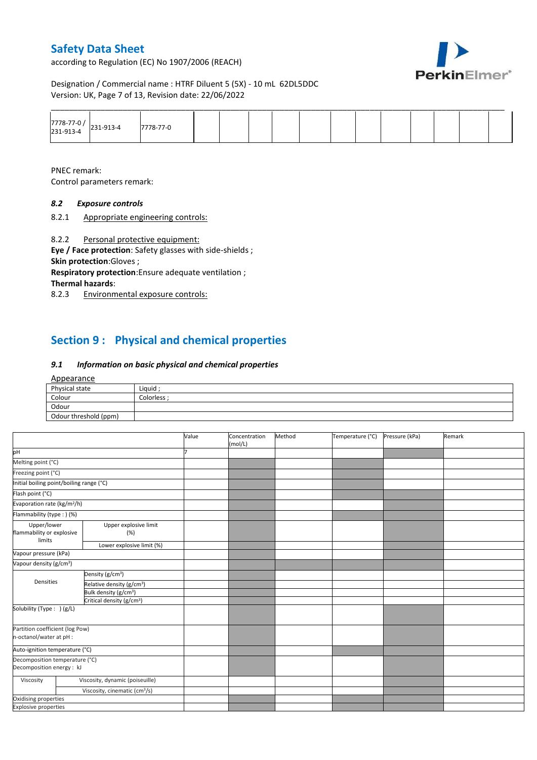| 7778-77-0 / 231-913-4 | 231-913-4 | 7778-77-0 | | | | | | | | | | | |
|---|---|---|---|---|---|---|---|---|---|---|---|---|---|

PNEC remark:

Control parameters remark:

### 8.2 *Exposure controls*

8.2.1 Appropriate engineering controls:

8.2.2 Personal protective equipment:

**Eye / Face protection**: Safety glasses with side-shields ;

**Skin protection**:Gloves ;

**Respiratory protection**:Ensure adequate ventilation ;

**Thermal hazards**:

8.2.3 Environmental exposure controls:

## Section 9 : Physical and chemical properties

### 9.1 *Information on basic physical and chemical properties*

Appearance

| Physical state | Liquid ; |
|---|---|
| Colour | Colorless ; |
| Odour | |
| Odour threshold (ppm) | |

| | | Value | Concentration (mol/L) | Method | Temperature (°C) | Pressure (kPa) | Remark |
|---|---|---|---|---|---|---|---|
| pH | | 7 | | | | | |
| Melting point (°C) | | | | | | | |
| Freezing point (°C) | | | | | | | |
| Initial boiling point/boiling range (°C) | | | | | | | |
| Flash point (°C) | | | | | | | |
| Evaporation rate (kg/m²/h) | | | | | | | |
| Flammability (type : ) (%) | | | | | | | |
| Upper/lower flammability or explosive limits | Upper explosive limit (%) | | | | | | |
| | Lower explosive limit (%) | | | | | | |
| Vapour pressure (kPa) | | | | | | | |
| Vapour density (g/cm³) | | | | | | | |
| Densities | Density (g/cm³) | | | | | | |
| | Relative density (g/cm³) | | | | | | |
| | Bulk density (g/cm³) | | | | | | |
| | Critical density (g/cm³) | | | | | | |
| Solubility (Type : ) (g/L) | | | | | | | |
| Partition coefficient (log Pow) n-octanol/water at pH : | | | | | | | |
| Auto-ignition temperature (°C) | | | | | | | |
| Decomposition temperature (°C) Decomposition energy : kJ | | | | | | | |
| Viscosity | Viscosity, dynamic (poiseuille) | | | | | | |
| | Viscosity, cinematic (cm³/s) | | | | | | |
| Oxidising properties | | | | | | | |
| Explosive properties | | | | | | | |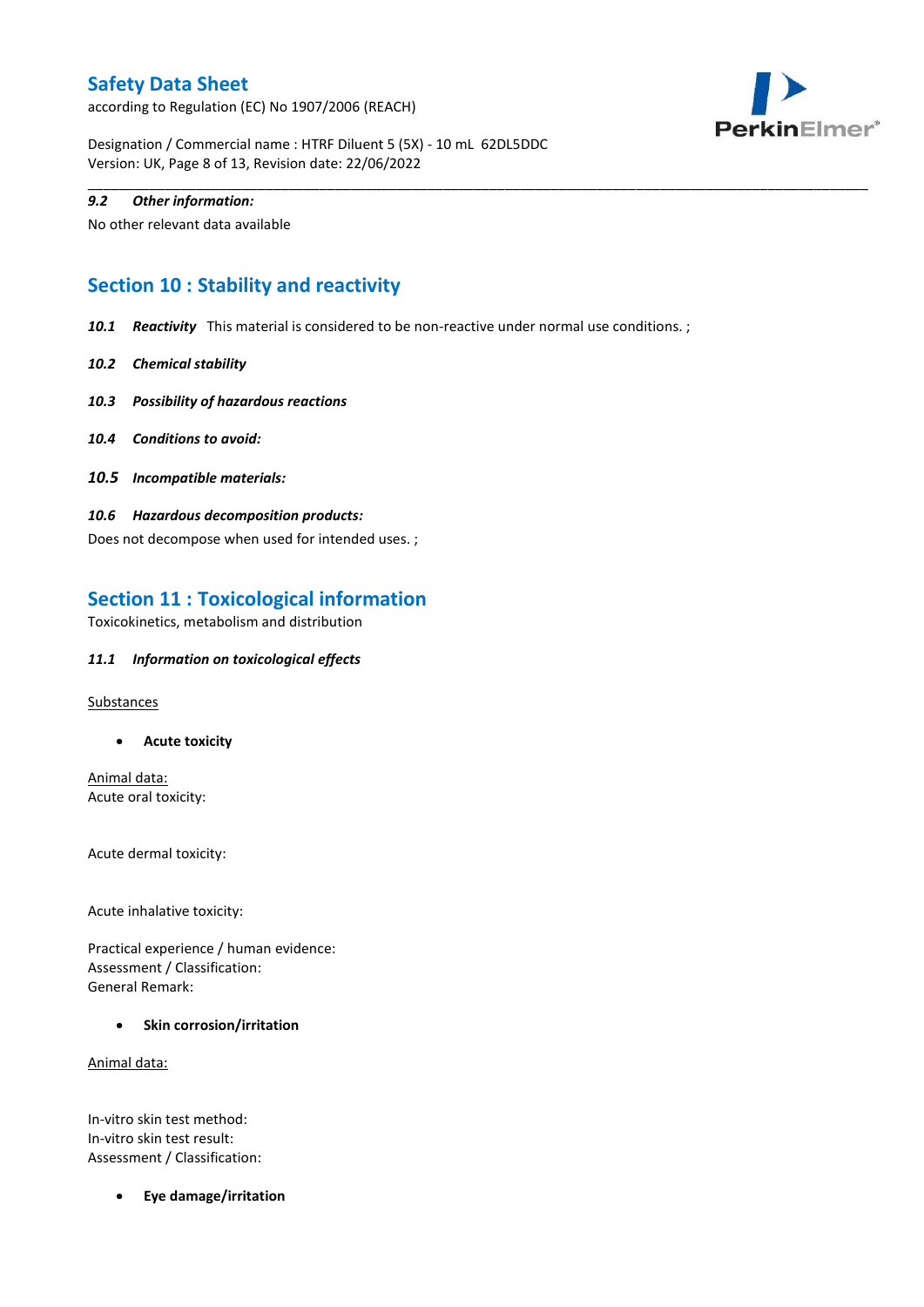#### 9.2 *Other information:*

No other relevant data available

## Section 10 : Stability and reactivity

***10.1 Reactivity*** This material is considered to be non-reactive under normal use conditions. ;

***10.2 Chemical stability***

***10.3 Possibility of hazardous reactions***

***10.4 Conditions to avoid:***

***10.5 Incompatible materials:***

***10.6 Hazardous decomposition products:***

Does not decompose when used for intended uses. ;

## Section 11 : Toxicological information

Toxicokinetics, metabolism and distribution

***11.1 Information on toxicological effects***

Substances

- **Acute toxicity**

Animal data:
Acute oral toxicity:

Acute dermal toxicity:

Acute inhalative toxicity:

Practical experience / human evidence:
Assessment / Classification:
General Remark:

- **Skin corrosion/irritation**

Animal data:

In-vitro skin test method:
In-vitro skin test result:
Assessment / Classification:

- **Eye damage/irritation**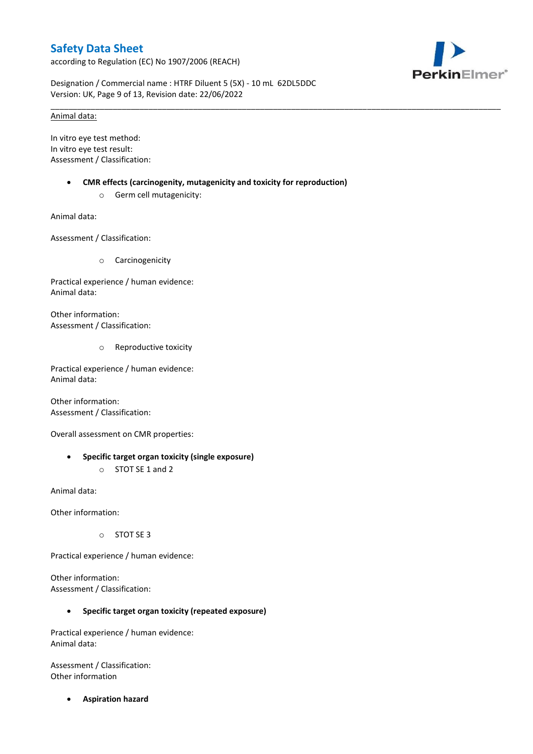Animal data:

In vitro eye test method:
In vitro eye test result:
Assessment / Classification:

- **CMR effects (carcinogenity, mutagenicity and toxicity for reproduction)**
    - Germ cell mutagenicity:

Animal data:

Assessment / Classification:

- Carcinogenicity

Practical experience / human evidence:
Animal data:

Other information:
Assessment / Classification:

- Reproductive toxicity

Practical experience / human evidence:
Animal data:

Other information:
Assessment / Classification:

Overall assessment on CMR properties:

- **Specific target organ toxicity (single exposure)**
    - STOT SE 1 and 2

Animal data:

Other information:

- STOT SE 3

Practical experience / human evidence:

Other information:
Assessment / Classification:

- **Specific target organ toxicity (repeated exposure)**

Practical experience / human evidence:
Animal data:

Assessment / Classification:
Other information

- **Aspiration hazard**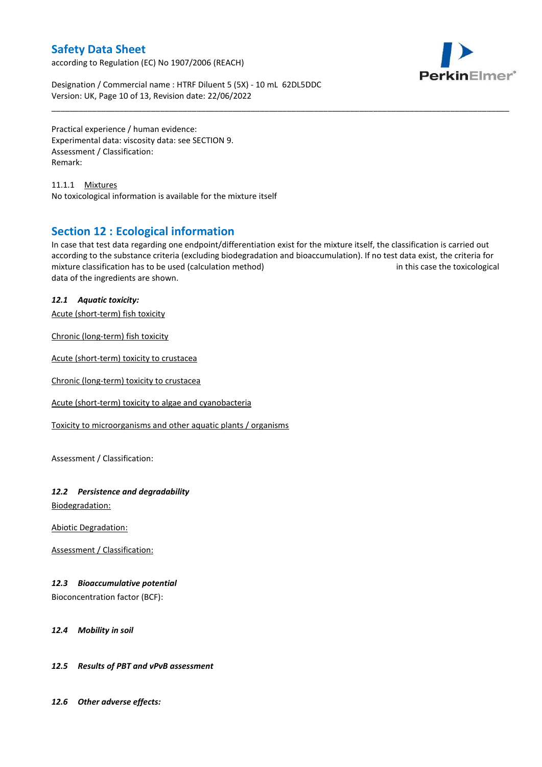Practical experience / human evidence:
Experimental data: viscosity data: see SECTION 9.
Assessment / Classification:
Remark:

11.1.1 Mixtures

No toxicological information is available for the mixture itself

## Section 12 : Ecological information

In case that test data regarding one endpoint/differentiation exist for the mixture itself, the classification is carried out according to the substance criteria (excluding biodegradation and bioaccumulation). If no test data exist, the criteria for mixture classification has to be used (calculation method) in this case the toxicological data of the ingredients are shown.

### *12.1 Aquatic toxicity:*

Acute (short-term) fish toxicity

Chronic (long-term) fish toxicity

Acute (short-term) toxicity to crustacea

Chronic (long-term) toxicity to crustacea

Acute (short-term) toxicity to algae and cyanobacteria

Toxicity to microorganisms and other aquatic plants / organisms

Assessment / Classification:

### *12.2 Persistence and degradability*

Biodegradation:

Abiotic Degradation:

Assessment / Classification:

### *12.3 Bioaccumulative potential*

Bioconcentration factor (BCF):

### *12.4 Mobility in soil*

### *12.5 Results of PBT and vPvB assessment*

### *12.6 Other adverse effects:*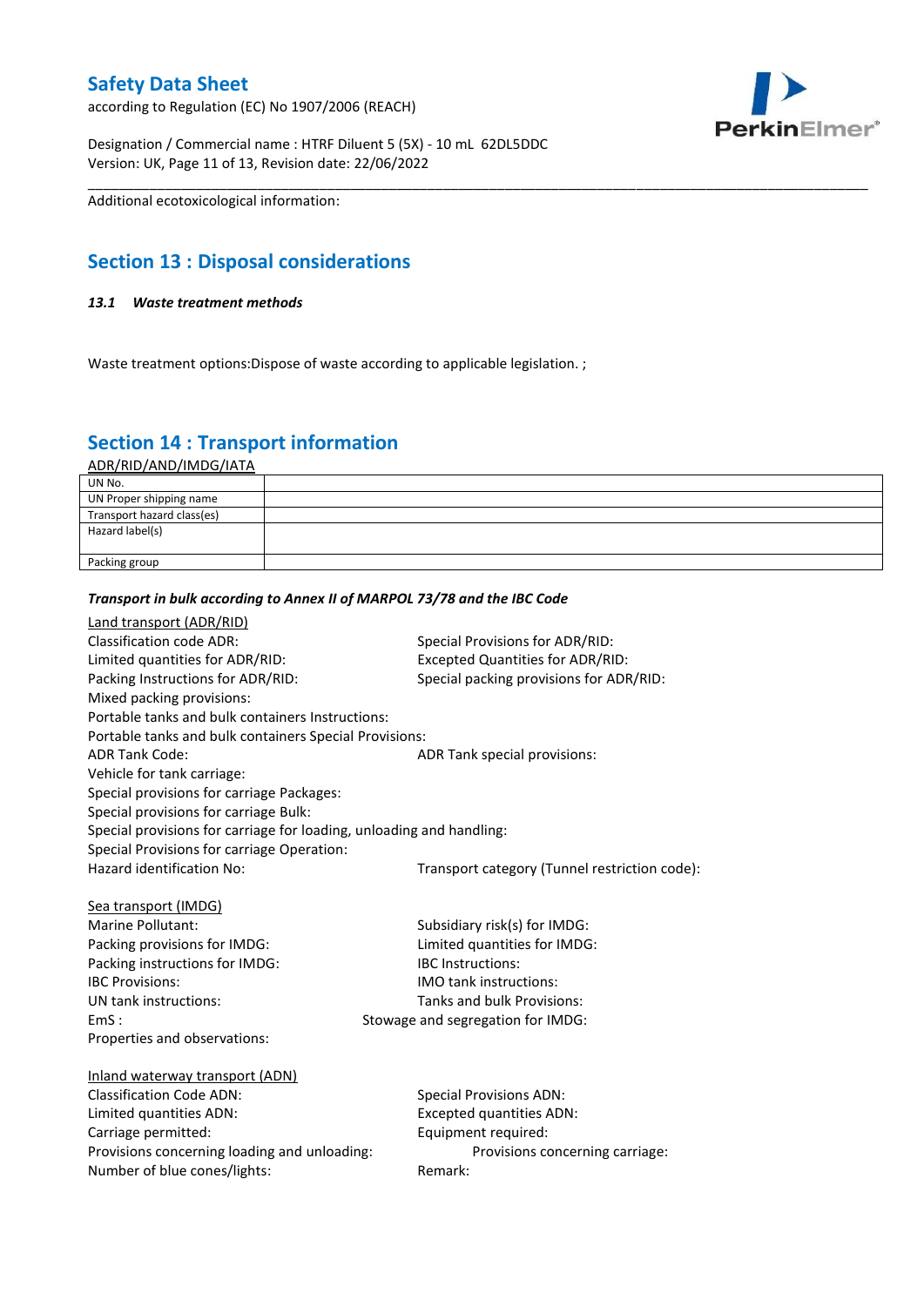Additional ecotoxicological information:

## Section 13 : Disposal considerations

### *13.1 Waste treatment methods*

Waste treatment options:Dispose of waste according to applicable legislation. ;

## Section 14 : Transport information

ADR/RID/AND/IMDG/IATA

| | |
|---|---|
| UN No. | |
| UN Proper shipping name | |
| Transport hazard class(es) | |
| Hazard label(s) | |
| Packing group | |

***Transport in bulk according to Annex II of MARPOL 73/78 and the IBC Code***

Land transport (ADR/RID)

Classification code ADR:
Special Provisions for ADR/RID:
Limited quantities for ADR/RID:
Excepted Quantities for ADR/RID:
Packing Instructions for ADR/RID:
Special packing provisions for ADR/RID:
Mixed packing provisions:
Portable tanks and bulk containers Instructions:
Portable tanks and bulk containers Special Provisions:
ADR Tank Code:
ADR Tank special provisions:
Vehicle for tank carriage:
Special provisions for carriage Packages:
Special provisions for carriage Bulk:
Special provisions for carriage for loading, unloading and handling:
Special Provisions for carriage Operation:
Hazard identification No:
Transport category (Tunnel restriction code):

Sea transport (IMDG)

Marine Pollutant:
Subsidiary risk(s) for IMDG:
Packing provisions for IMDG:
Limited quantities for IMDG:
Packing instructions for IMDG:
IBC Instructions:
IBC Provisions:
IMO tank instructions:
UN tank instructions:
Tanks and bulk Provisions:
EmS :
Stowage and segregation for IMDG:
Properties and observations:

Inland waterway transport (ADN)

Classification Code ADN:
Special Provisions ADN:
Limited quantities ADN:
Excepted quantities ADN:
Carriage permitted:
Equipment required:
Provisions concerning loading and unloading:
Provisions concerning carriage:
Number of blue cones/lights:
Remark: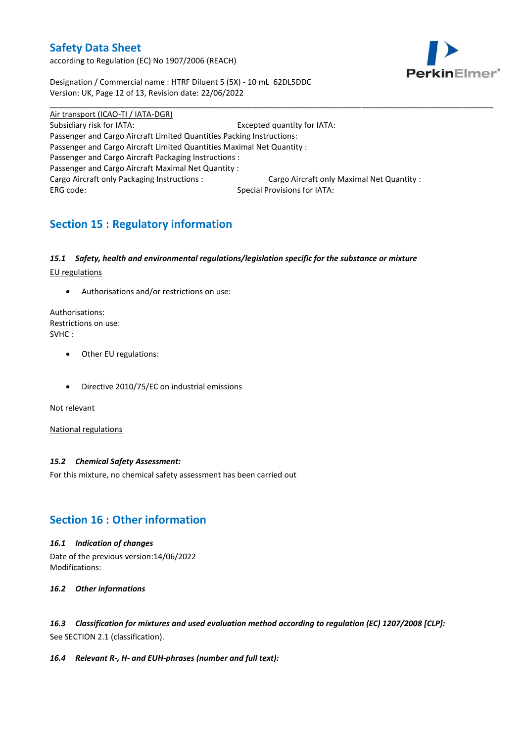Air transport (ICAO-TI / IATA-DGR)

Subsidiary risk for IATA: Excepted quantity for IATA:
Passenger and Cargo Aircraft Limited Quantities Packing Instructions:
Passenger and Cargo Aircraft Limited Quantities Maximal Net Quantity :
Passenger and Cargo Aircraft Packaging Instructions :
Passenger and Cargo Aircraft Maximal Net Quantity :
Cargo Aircraft only Packaging Instructions : Cargo Aircraft only Maximal Net Quantity :
ERG code: Special Provisions for IATA:

## Section 15 : Regulatory information

### *15.1 Safety, health and environmental regulations/legislation specific for the substance or mixture*

EU regulations

- Authorisations and/or restrictions on use:

Authorisations:
Restrictions on use:
SVHC :

- Other EU regulations:

- Directive 2010/75/EC on industrial emissions

Not relevant

National regulations

### *15.2 Chemical Safety Assessment:*

For this mixture, no chemical safety assessment has been carried out

## Section 16 : Other information

### *16.1 Indication of changes*

Date of the previous version:14/06/2022
Modifications:

### *16.2 Other informations*

### *16.3 Classification for mixtures and used evaluation method according to regulation (EC) 1207/2008 [CLP]:*

See SECTION 2.1 (classification).

### *16.4 Relevant R-, H- and EUH-phrases (number and full text):*